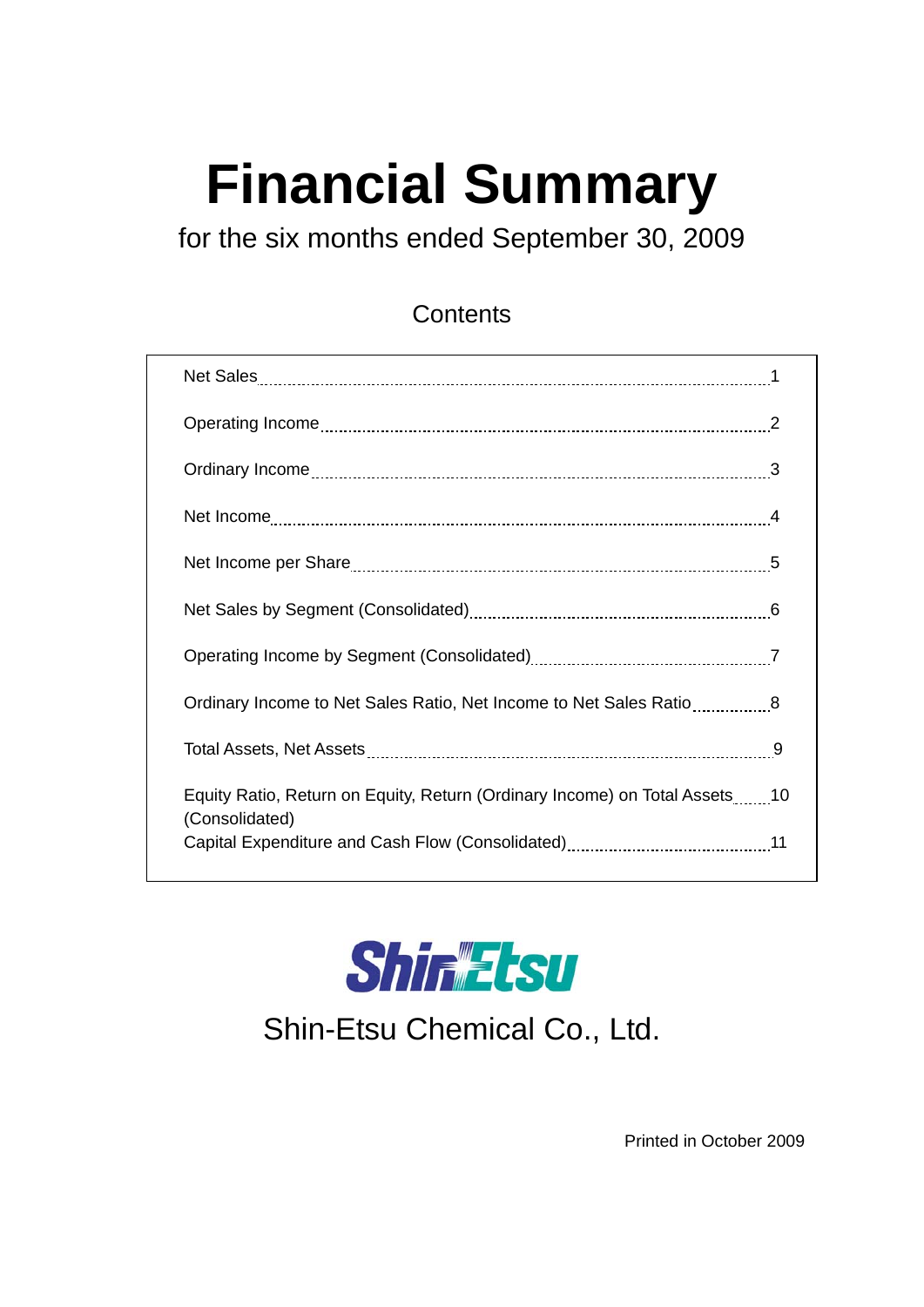# Financial Summary

for the six months ended September 30, 2009

## Contents

| | |
|---|---|
| Net Sales | 1 |
| Operating Income | 2 |
| Ordinary Income | 3 |
| Net Income | 4 |
| Net Income per Share | 5 |
| Net Sales by Segment (Consolidated) | 6 |
| Operating Income by Segment (Consolidated) | 7 |
| Ordinary Income to Net Sales Ratio, Net Income to Net Sales Ratio | 8 |
| Total Assets, Net Assets | 9 |
| Equity Ratio, Return on Equity, Return (Ordinary Income) on Total Assets (Consolidated) | 10 |
| Capital Expenditure and Cash Flow (Consolidated) | 11 |

ShinEtsu

Shin-Etsu Chemical Co., Ltd.

Printed in October 2009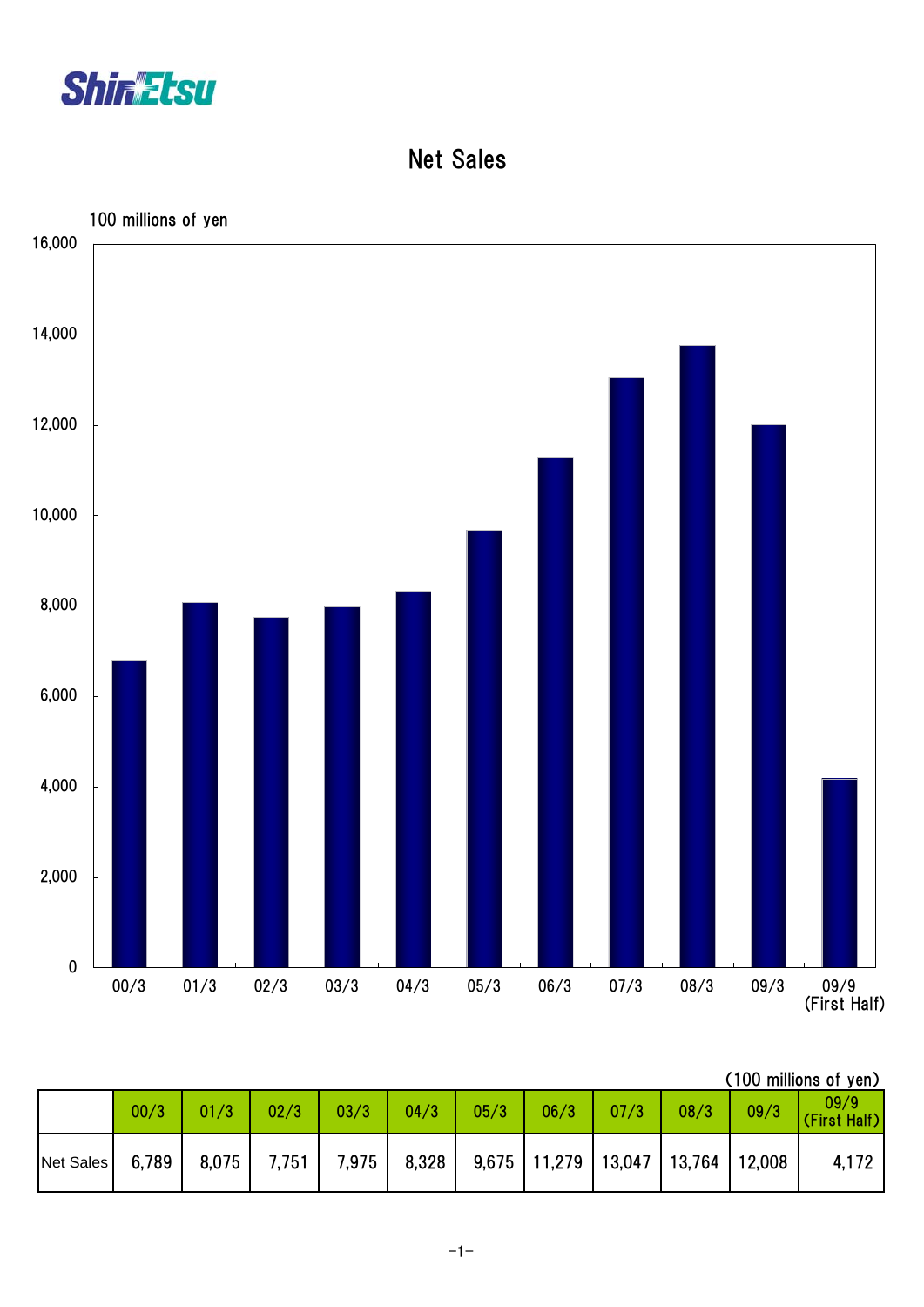# Net Sales

100 millions of yen

(100 millions of yen)

| | 00/3 | 01/3 | 02/3 | 03/3 | 04/3 | 05/3 | 06/3 | 07/3 | 08/3 | 09/3 | 09/9 (First Half) |
|---|---|---|---|---|---|---|---|---|---|---|---|
| Net Sales | 6,789 | 8,075 | 7,751 | 7,975 | 8,328 | 9,675 | 11,279 | 13,047 | 13,764 | 12,008 | 4,172 |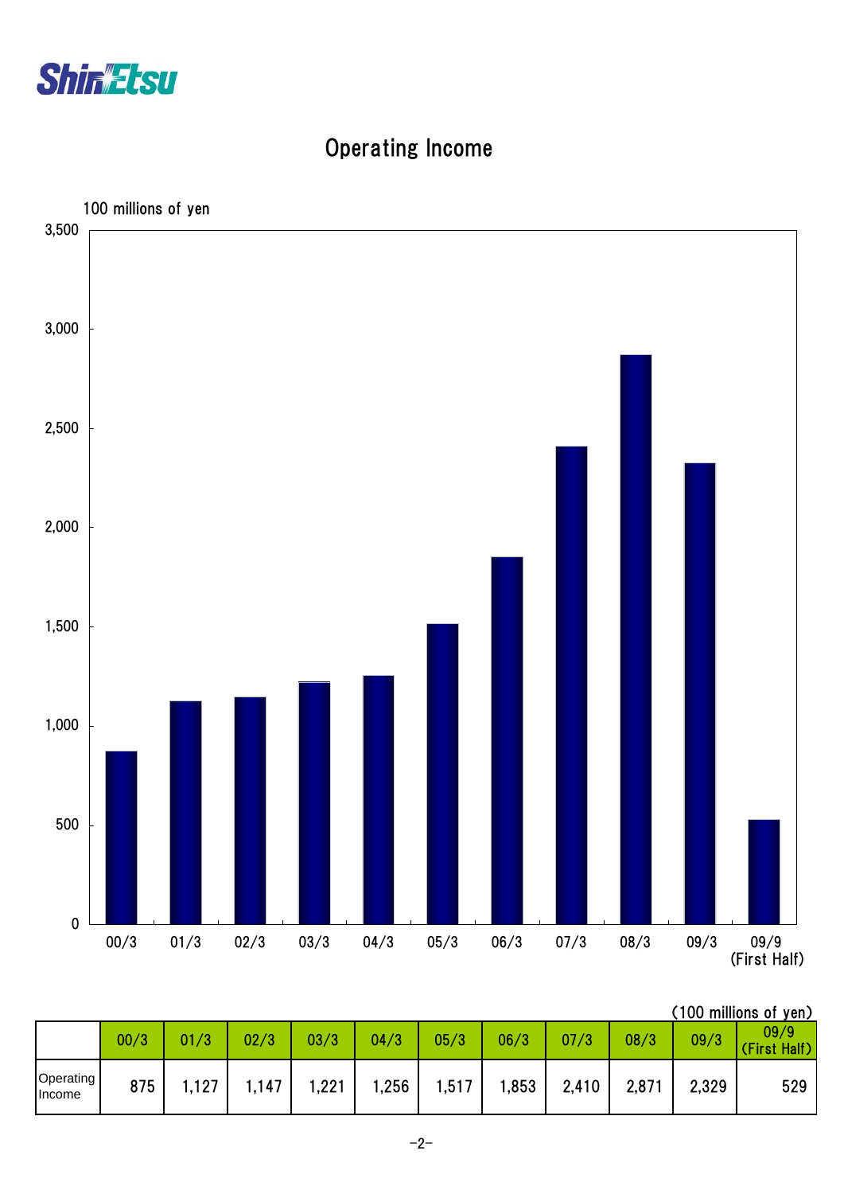# Operating Income

(100 millions of yen)

| | 00/3 | 01/3 | 02/3 | 03/3 | 04/3 | 05/3 | 06/3 | 07/3 | 08/3 | 09/3 | 09/9 (First Half) |
|---|---|---|---|---|---|---|---|---|---|---|---|
| Operating Income | 875 | 1,127 | 1,147 | 1,221 | 1,256 | 1,517 | 1,853 | 2,410 | 2,871 | 2,329 | 529 |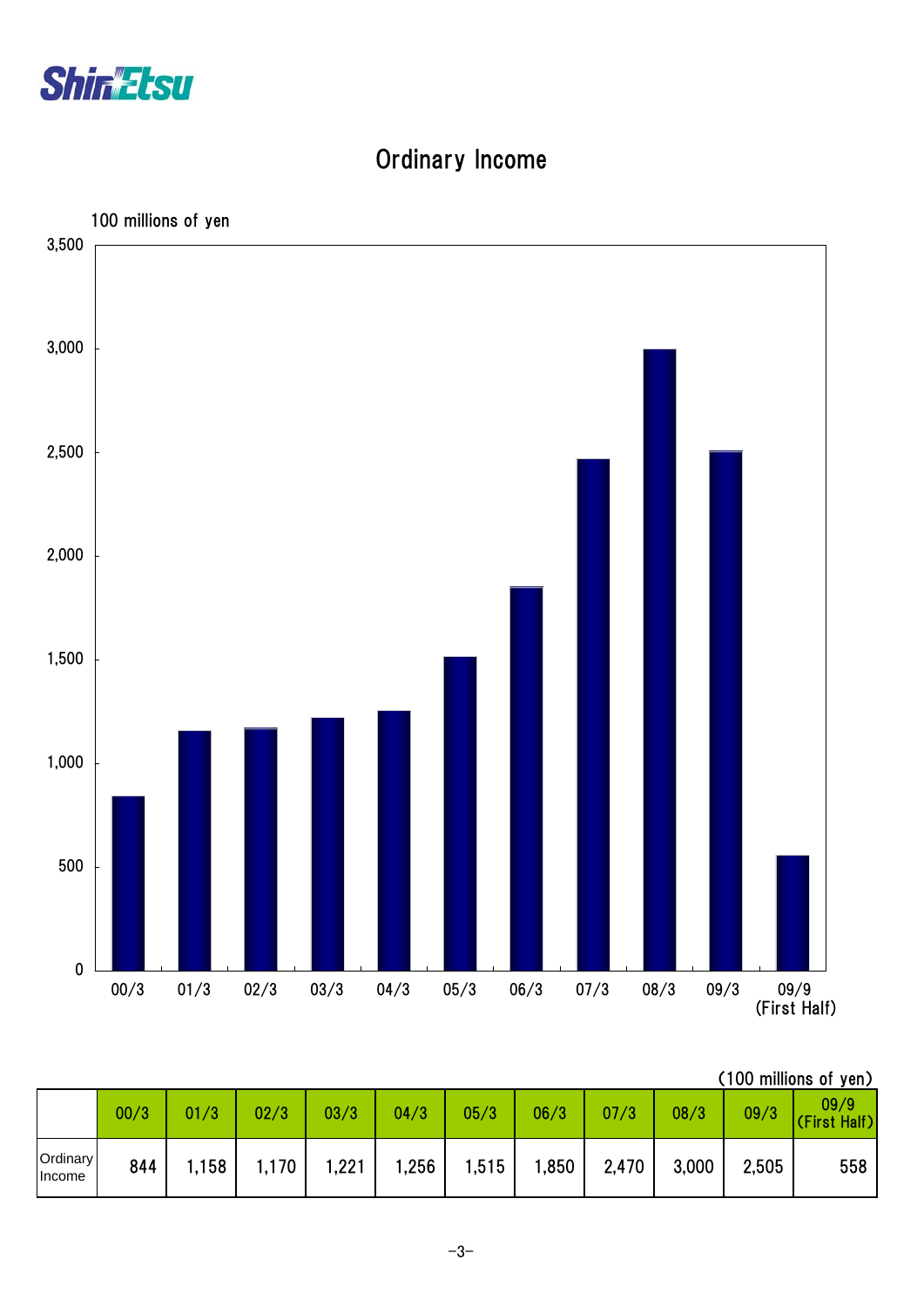# Ordinary Income

(100 millions of yen)

| | 00/3 | 01/3 | 02/3 | 03/3 | 04/3 | 05/3 | 06/3 | 07/3 | 08/3 | 09/3 | 09/9 (First Half) |
|---|---|---|---|---|---|---|---|---|---|---|---|
| Ordinary Income | 844 | 1,158 | 1,170 | 1,221 | 1,256 | 1,515 | 1,850 | 2,470 | 3,000 | 2,505 | 558 |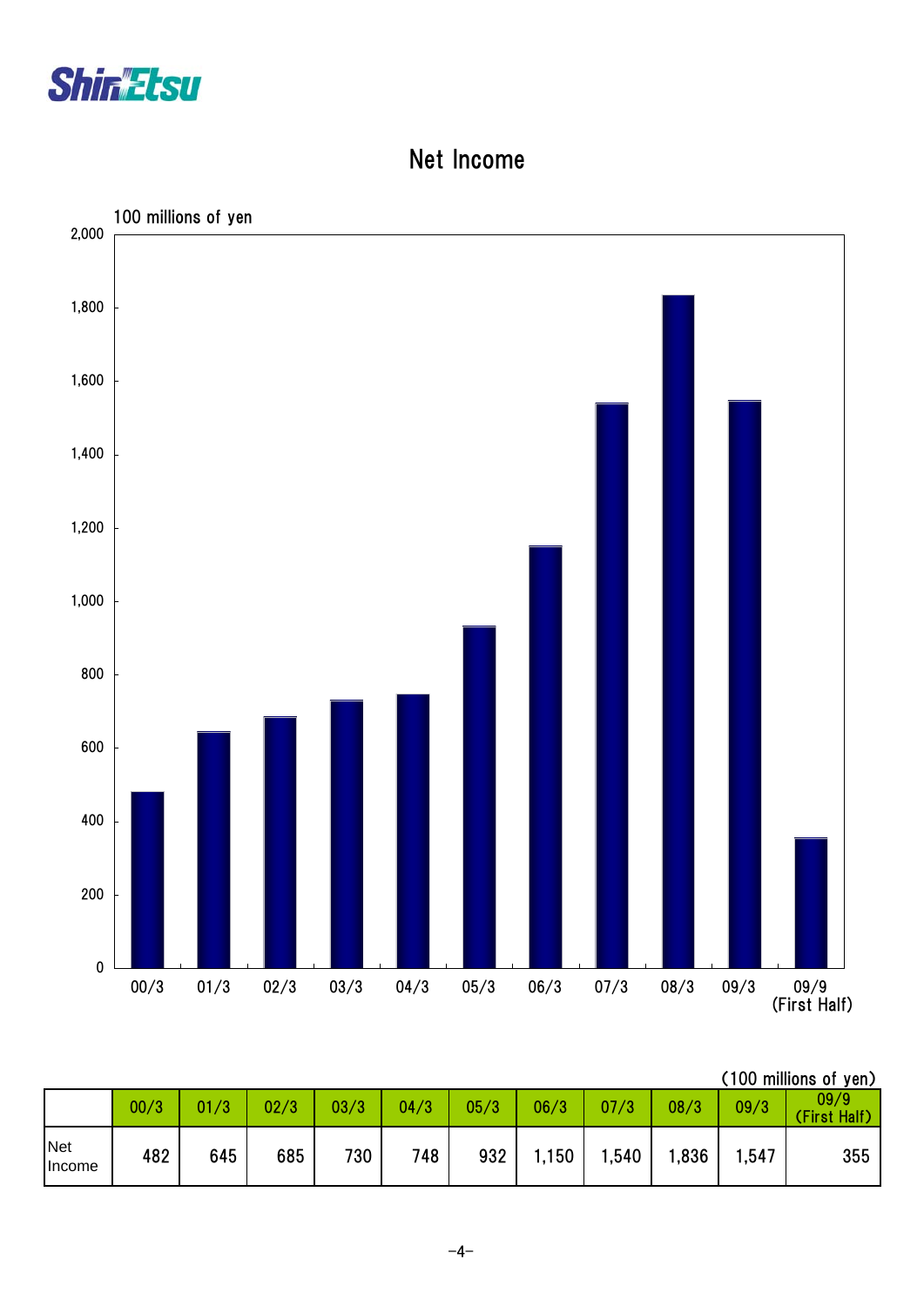# Net Income

(100 millions of yen)

|  | 00/3 | 01/3 | 02/3 | 03/3 | 04/3 | 05/3 | 06/3 | 07/3 | 08/3 | 09/3 | 09/9 (First Half) |
|---|---|---|---|---|---|---|---|---|---|---|---|
| Net Income | 482 | 645 | 685 | 730 | 748 | 932 | 1,150 | 1,540 | 1,836 | 1,547 | 355 |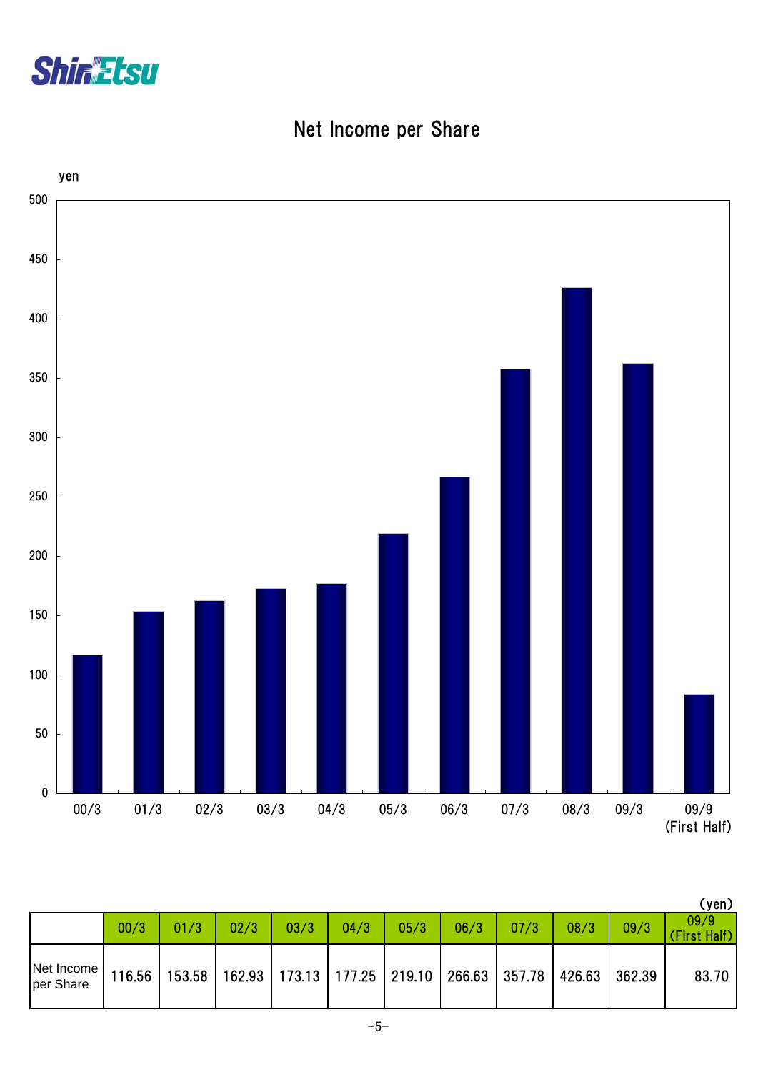# Net Income per Share

(yen)

|  | 00/3 | 01/3 | 02/3 | 03/3 | 04/3 | 05/3 | 06/3 | 07/3 | 08/3 | 09/3 | 09/9 (First Half) |
|---|---|---|---|---|---|---|---|---|---|---|---|
| Net Income per Share | 116.56 | 153.58 | 162.93 | 173.13 | 177.25 | 219.10 | 266.63 | 357.78 | 426.63 | 362.39 | 83.70 |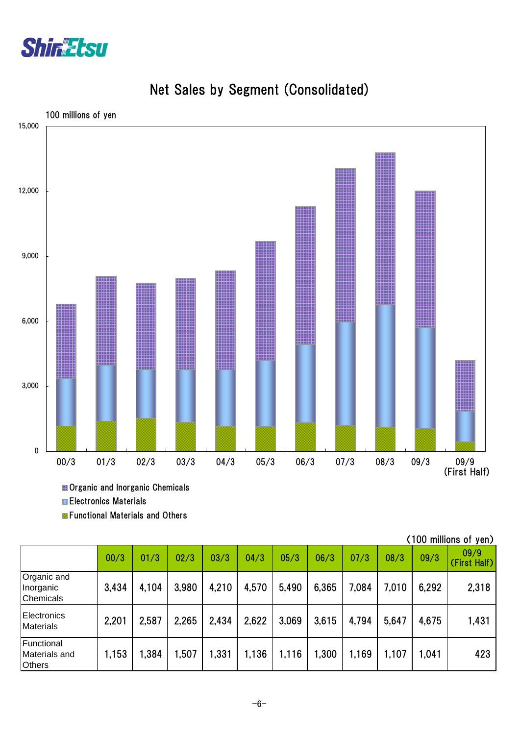# Net Sales by Segment (Consolidated)

100 millions of yen

- Organic and Inorganic Chemicals
- Electronics Materials
- Functional Materials and Others

(100 millions of yen)

| | 00/3 | 01/3 | 02/3 | 03/3 | 04/3 | 05/3 | 06/3 | 07/3 | 08/3 | 09/3 | 09/9 (First Half) |
|---|---|---|---|---|---|---|---|---|---|---|---|
| Organic and Inorganic Chemicals | 3,434 | 4,104 | 3,980 | 4,210 | 4,570 | 5,490 | 6,365 | 7,084 | 7,010 | 6,292 | 2,318 |
| Electronics Materials | 2,201 | 2,587 | 2,265 | 2,434 | 2,622 | 3,069 | 3,615 | 4,794 | 5,647 | 4,675 | 1,431 |
| Functional Materials and Others | 1,153 | 1,384 | 1,507 | 1,331 | 1,136 | 1,116 | 1,300 | 1,169 | 1,107 | 1,041 | 423 |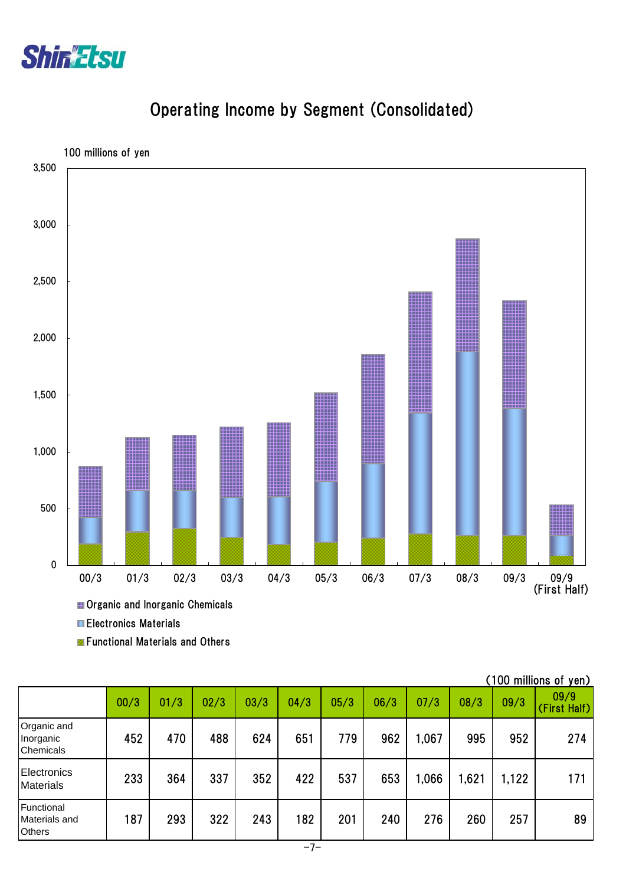# Operating Income by Segment (Consolidated)

(100 millions of yen)

| | 00/3 | 01/3 | 02/3 | 03/3 | 04/3 | 05/3 | 06/3 | 07/3 | 08/3 | 09/3 | 09/9 (First Half) |
|---|---|---|---|---|---|---|---|---|---|---|---|
| Organic and Inorganic Chemicals | 452 | 470 | 488 | 624 | 651 | 779 | 962 | 1,067 | 995 | 952 | 274 |
| Electronics Materials | 233 | 364 | 337 | 352 | 422 | 537 | 653 | 1,066 | 1,621 | 1,122 | 171 |
| Functional Materials and Others | 187 | 293 | 322 | 243 | 182 | 201 | 240 | 276 | 260 | 257 | 89 |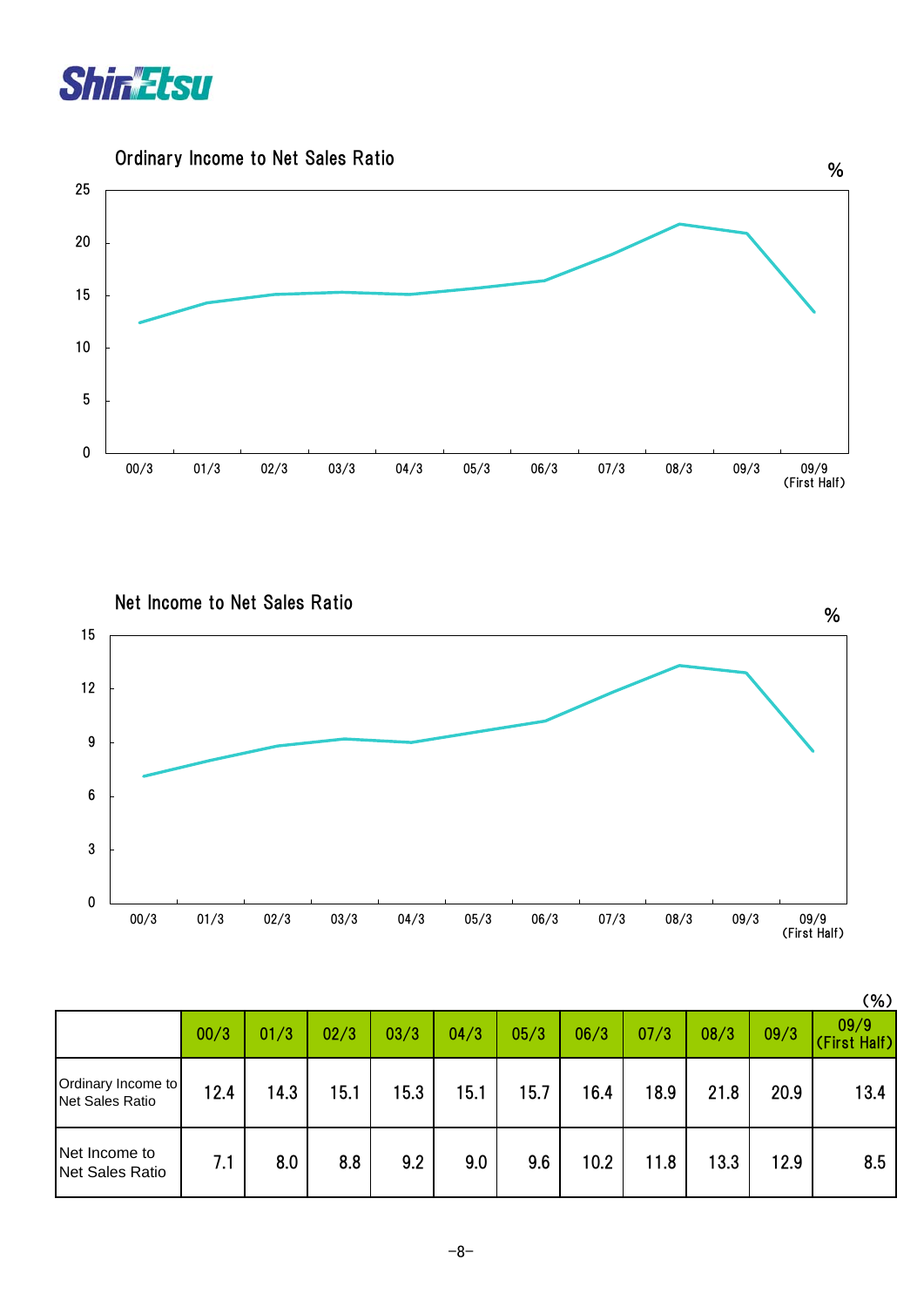## Ordinary Income to Net Sales Ratio

## Net Income to Net Sales Ratio

(%)

| | 00/3 | 01/3 | 02/3 | 03/3 | 04/3 | 05/3 | 06/3 | 07/3 | 08/3 | 09/3 | 09/9 (First Half) |
|---|---|---|---|---|---|---|---|---|---|---|---|
| Ordinary Income to Net Sales Ratio | 12.4 | 14.3 | 15.1 | 15.3 | 15.1 | 15.7 | 16.4 | 18.9 | 21.8 | 20.9 | 13.4 |
| Net Income to Net Sales Ratio | 7.1 | 8.0 | 8.8 | 9.2 | 9.0 | 9.6 | 10.2 | 11.8 | 13.3 | 12.9 | 8.5 |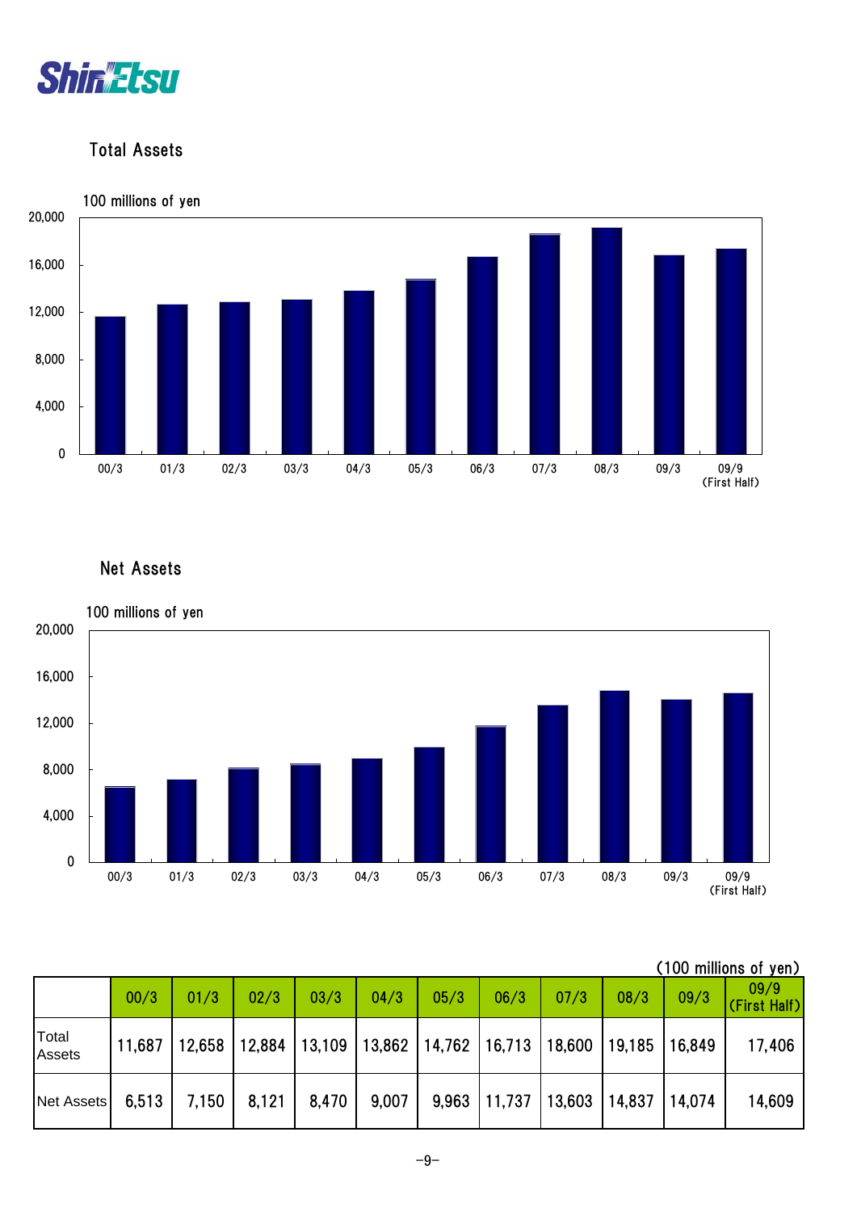## Total Assets

100 millions of yen

## Net Assets

100 millions of yen

(100 millions of yen)

| | 00/3 | 01/3 | 02/3 | 03/3 | 04/3 | 05/3 | 06/3 | 07/3 | 08/3 | 09/3 | 09/9 (First Half) |
|---|---|---|---|---|---|---|---|---|---|---|---|
| Total Assets | 11,687 | 12,658 | 12,884 | 13,109 | 13,862 | 14,762 | 16,713 | 18,600 | 19,185 | 16,849 | 17,406 |
| Net Assets | 6,513 | 7,150 | 8,121 | 8,470 | 9,007 | 9,963 | 11,737 | 13,603 | 14,837 | 14,074 | 14,609 |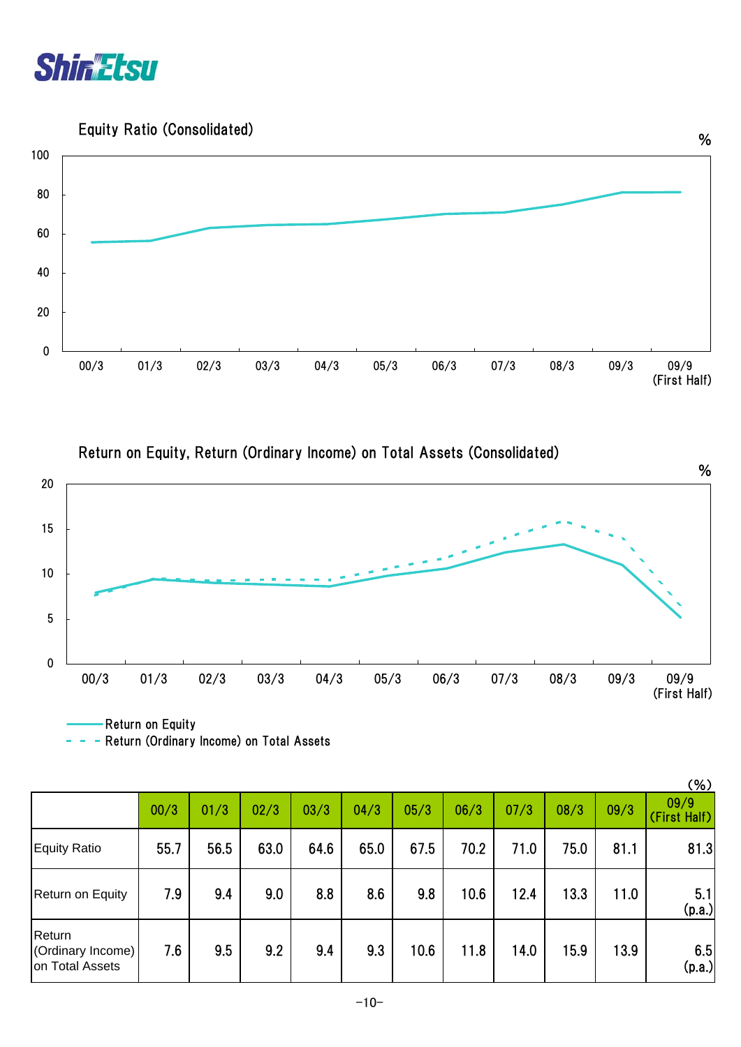## Equity Ratio (Consolidated)

%

## Return on Equity, Return (Ordinary Income) on Total Assets (Consolidated)

%

(%)

| | 00/3 | 01/3 | 02/3 | 03/3 | 04/3 | 05/3 | 06/3 | 07/3 | 08/3 | 09/3 | 09/9 (First Half) |
|---|---|---|---|---|---|---|---|---|---|---|---|
| Equity Ratio | 55.7 | 56.5 | 63.0 | 64.6 | 65.0 | 67.5 | 70.2 | 71.0 | 75.0 | 81.1 | 81.3 |
| Return on Equity | 7.9 | 9.4 | 9.0 | 8.8 | 8.6 | 9.8 | 10.6 | 12.4 | 13.3 | 11.0 | 5.1 (p.a.) |
| Return (Ordinary Income) on Total Assets | 7.6 | 9.5 | 9.2 | 9.4 | 9.3 | 10.6 | 11.8 | 14.0 | 15.9 | 13.9 | 6.5 (p.a.) |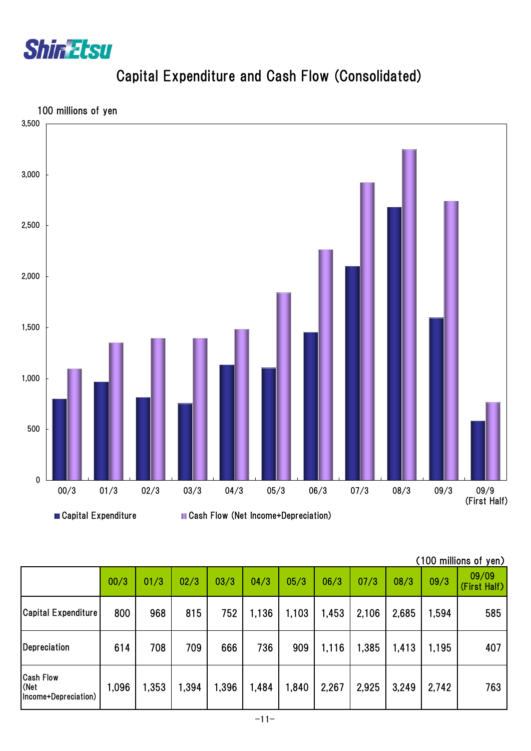# Capital Expenditure and Cash Flow (Consolidated)

100 millions of yen

3,500
3,000
2,500
2,000
1,500
1,000
500
0

00/3 01/3 02/3 03/3 04/3 05/3 06/3 07/3 08/3 09/3 09/9 (First Half)

■ Capital Expenditure ■ Cash Flow (Net Income+Depreciation)

(100 millions of yen)

| | 00/3 | 01/3 | 02/3 | 03/3 | 04/3 | 05/3 | 06/3 | 07/3 | 08/3 | 09/3 | 09/09 (First Half) |
|---|---|---|---|---|---|---|---|---|---|---|---|
| Capital Expenditure | 800 | 968 | 815 | 752 | 1,136 | 1,103 | 1,453 | 2,106 | 2,685 | 1,594 | 585 |
| Depreciation | 614 | 708 | 709 | 666 | 736 | 909 | 1,116 | 1,385 | 1,413 | 1,195 | 407 |
| Cash Flow (Net Income+Depreciation) | 1,096 | 1,353 | 1,394 | 1,396 | 1,484 | 1,840 | 2,267 | 2,925 | 3,249 | 2,742 | 763 |